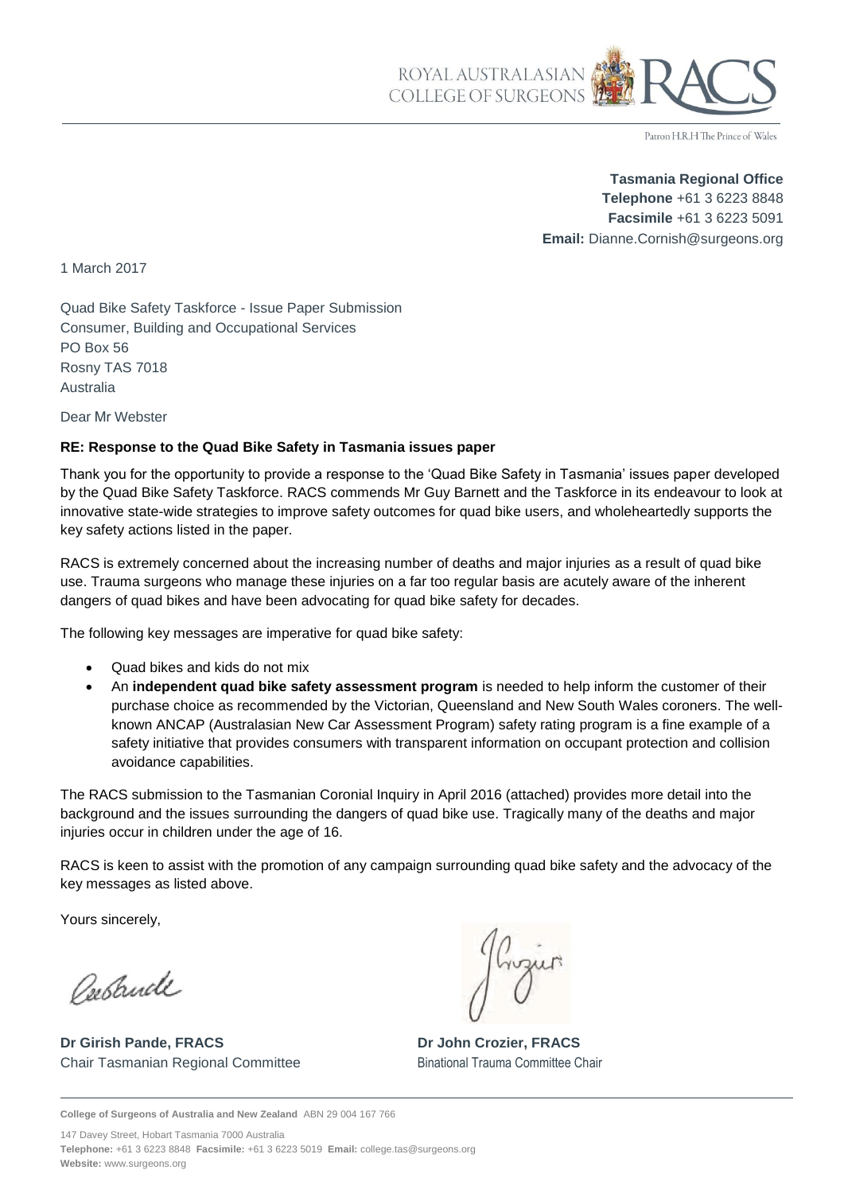ROYAL AUSTRALASIAN COLLEGE OF SURGEONS

Patron H.R.H The Prince of Wales

**Tasmania Regional Office**
**Telephone** +61 3 6223 8848
**Facsimile** +61 3 6223 5091
**Email:** Dianne.Cornish@surgeons.org

1 March 2017

Quad Bike Safety Taskforce - Issue Paper Submission
Consumer, Building and Occupational Services
PO Box 56
Rosny TAS 7018
Australia

Dear Mr Webster

**RE: Response to the Quad Bike Safety in Tasmania issues paper**

Thank you for the opportunity to provide a response to the 'Quad Bike Safety in Tasmania' issues paper developed by the Quad Bike Safety Taskforce. RACS commends Mr Guy Barnett and the Taskforce in its endeavour to look at innovative state-wide strategies to improve safety outcomes for quad bike users, and wholeheartedly supports the key safety actions listed in the paper.

RACS is extremely concerned about the increasing number of deaths and major injuries as a result of quad bike use. Trauma surgeons who manage these injuries on a far too regular basis are acutely aware of the inherent dangers of quad bikes and have been advocating for quad bike safety for decades.

The following key messages are imperative for quad bike safety:

- Quad bikes and kids do not mix
- An **independent quad bike safety assessment program** is needed to help inform the customer of their purchase choice as recommended by the Victorian, Queensland and New South Wales coroners. The well-known ANCAP (Australasian New Car Assessment Program) safety rating program is a fine example of a safety initiative that provides consumers with transparent information on occupant protection and collision avoidance capabilities.

The RACS submission to the Tasmanian Coronial Inquiry in April 2016 (attached) provides more detail into the background and the issues surrounding the dangers of quad bike use. Tragically many of the deaths and major injuries occur in children under the age of 16.

RACS is keen to assist with the promotion of any campaign surrounding quad bike safety and the advocacy of the key messages as listed above.

Yours sincerely,

**Dr Girish Pande, FRACS**
Chair Tasmanian Regional Committee

**Dr John Crozier, FRACS**
Binational Trauma Committee Chair

**College of Surgeons of Australia and New Zealand** ABN 29 004 167 766

147 Davey Street, Hobart Tasmania 7000 Australia
**Telephone:** +61 3 6223 8848 **Facsimile:** +61 3 6223 5019 **Email:** college.tas@surgeons.org
**Website:** www.surgeons.org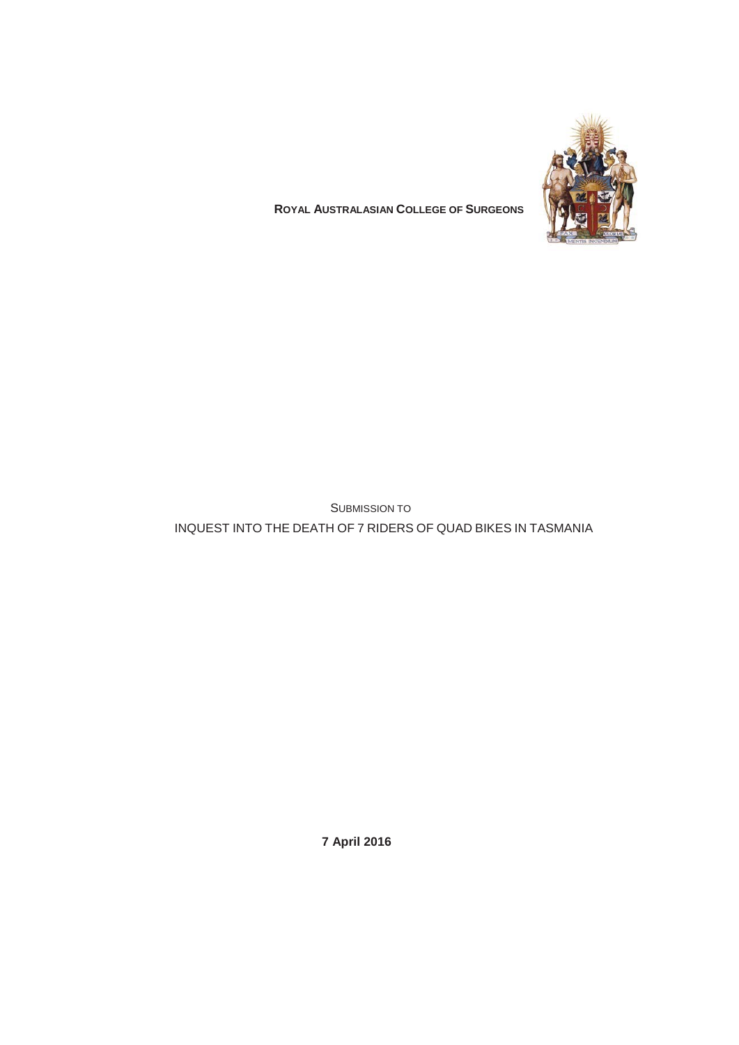**ROYAL AUSTRALASIAN COLLEGE OF SURGEONS**

SUBMISSION TO

INQUEST INTO THE DEATH OF 7 RIDERS OF QUAD BIKES IN TASMANIA

**7 April 2016**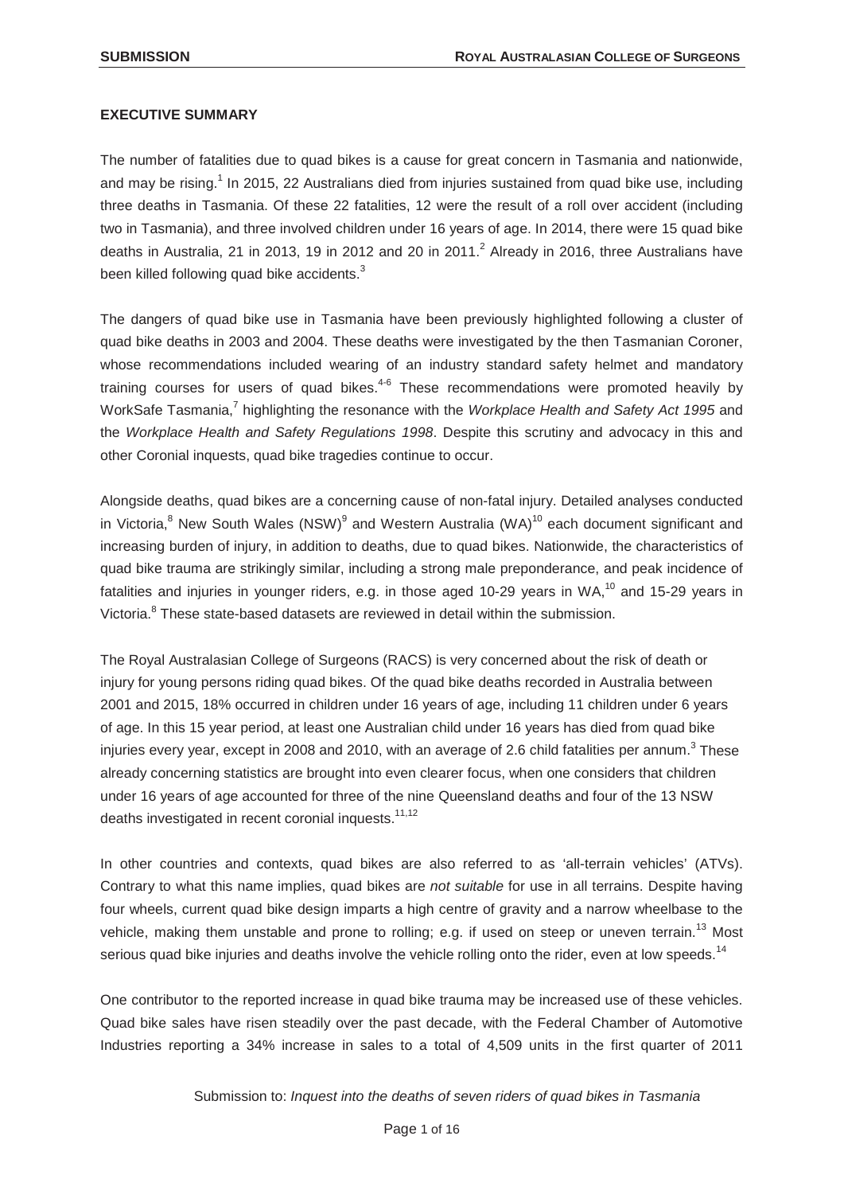## EXECUTIVE SUMMARY

The number of fatalities due to quad bikes is a cause for great concern in Tasmania and nationwide, and may be rising.[1] In 2015, 22 Australians died from injuries sustained from quad bike use, including three deaths in Tasmania. Of these 22 fatalities, 12 were the result of a roll over accident (including two in Tasmania), and three involved children under 16 years of age. In 2014, there were 15 quad bike deaths in Australia, 21 in 2013, 19 in 2012 and 20 in 2011.[2] Already in 2016, three Australians have been killed following quad bike accidents.[3]

The dangers of quad bike use in Tasmania have been previously highlighted following a cluster of quad bike deaths in 2003 and 2004. These deaths were investigated by the then Tasmanian Coroner, whose recommendations included wearing of an industry standard safety helmet and mandatory training courses for users of quad bikes.[4-6] These recommendations were promoted heavily by WorkSafe Tasmania,[7] highlighting the resonance with the *Workplace Health and Safety Act 1995* and the *Workplace Health and Safety Regulations 1998*. Despite this scrutiny and advocacy in this and other Coronial inquests, quad bike tragedies continue to occur.

Alongside deaths, quad bikes are a concerning cause of non-fatal injury. Detailed analyses conducted in Victoria,[8] New South Wales (NSW)[9] and Western Australia (WA)[10] each document significant and increasing burden of injury, in addition to deaths, due to quad bikes. Nationwide, the characteristics of quad bike trauma are strikingly similar, including a strong male preponderance, and peak incidence of fatalities and injuries in younger riders, e.g. in those aged 10-29 years in WA,[10] and 15-29 years in Victoria.[8] These state-based datasets are reviewed in detail within the submission.

The Royal Australasian College of Surgeons (RACS) is very concerned about the risk of death or injury for young persons riding quad bikes. Of the quad bike deaths recorded in Australia between 2001 and 2015, 18% occurred in children under 16 years of age, including 11 children under 6 years of age. In this 15 year period, at least one Australian child under 16 years has died from quad bike injuries every year, except in 2008 and 2010, with an average of 2.6 child fatalities per annum.[3] These already concerning statistics are brought into even clearer focus, when one considers that children under 16 years of age accounted for three of the nine Queensland deaths and four of the 13 NSW deaths investigated in recent coronial inquests.[11,12]

In other countries and contexts, quad bikes are also referred to as 'all-terrain vehicles' (ATVs). Contrary to what this name implies, quad bikes are *not suitable* for use in all terrains. Despite having four wheels, current quad bike design imparts a high centre of gravity and a narrow wheelbase to the vehicle, making them unstable and prone to rolling; e.g. if used on steep or uneven terrain.[13] Most serious quad bike injuries and deaths involve the vehicle rolling onto the rider, even at low speeds.[14]

One contributor to the reported increase in quad bike trauma may be increased use of these vehicles. Quad bike sales have risen steadily over the past decade, with the Federal Chamber of Automotive Industries reporting a 34% increase in sales to a total of 4,509 units in the first quarter of 2011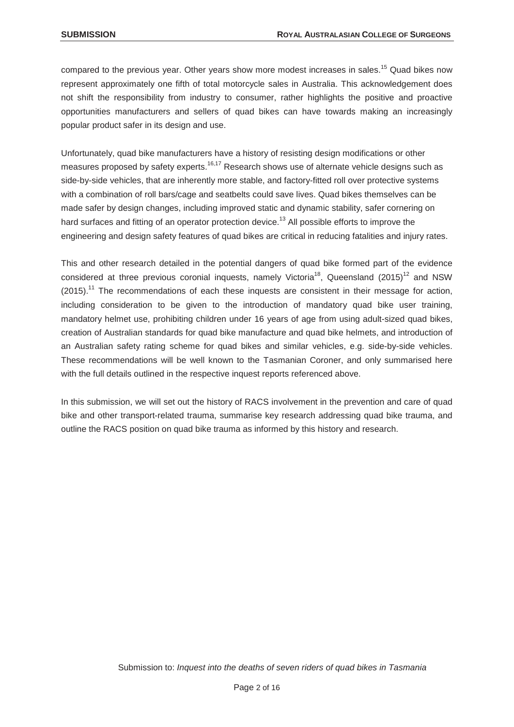compared to the previous year. Other years show more modest increases in sales.[15] Quad bikes now represent approximately one fifth of total motorcycle sales in Australia. This acknowledgement does not shift the responsibility from industry to consumer, rather highlights the positive and proactive opportunities manufacturers and sellers of quad bikes can have towards making an increasingly popular product safer in its design and use.

Unfortunately, quad bike manufacturers have a history of resisting design modifications or other measures proposed by safety experts.[16,17] Research shows use of alternate vehicle designs such as side-by-side vehicles, that are inherently more stable, and factory-fitted roll over protective systems with a combination of roll bars/cage and seatbelts could save lives. Quad bikes themselves can be made safer by design changes, including improved static and dynamic stability, safer cornering on hard surfaces and fitting of an operator protection device.[13] All possible efforts to improve the engineering and design safety features of quad bikes are critical in reducing fatalities and injury rates.

This and other research detailed in the potential dangers of quad bike formed part of the evidence considered at three previous coronial inquests, namely Victoria[18], Queensland (2015)[12] and NSW (2015).[11] The recommendations of each these inquests are consistent in their message for action, including consideration to be given to the introduction of mandatory quad bike user training, mandatory helmet use, prohibiting children under 16 years of age from using adult-sized quad bikes, creation of Australian standards for quad bike manufacture and quad bike helmets, and introduction of an Australian safety rating scheme for quad bikes and similar vehicles, e.g. side-by-side vehicles. These recommendations will be well known to the Tasmanian Coroner, and only summarised here with the full details outlined in the respective inquest reports referenced above.

In this submission, we will set out the history of RACS involvement in the prevention and care of quad bike and other transport-related trauma, summarise key research addressing quad bike trauma, and outline the RACS position on quad bike trauma as informed by this history and research.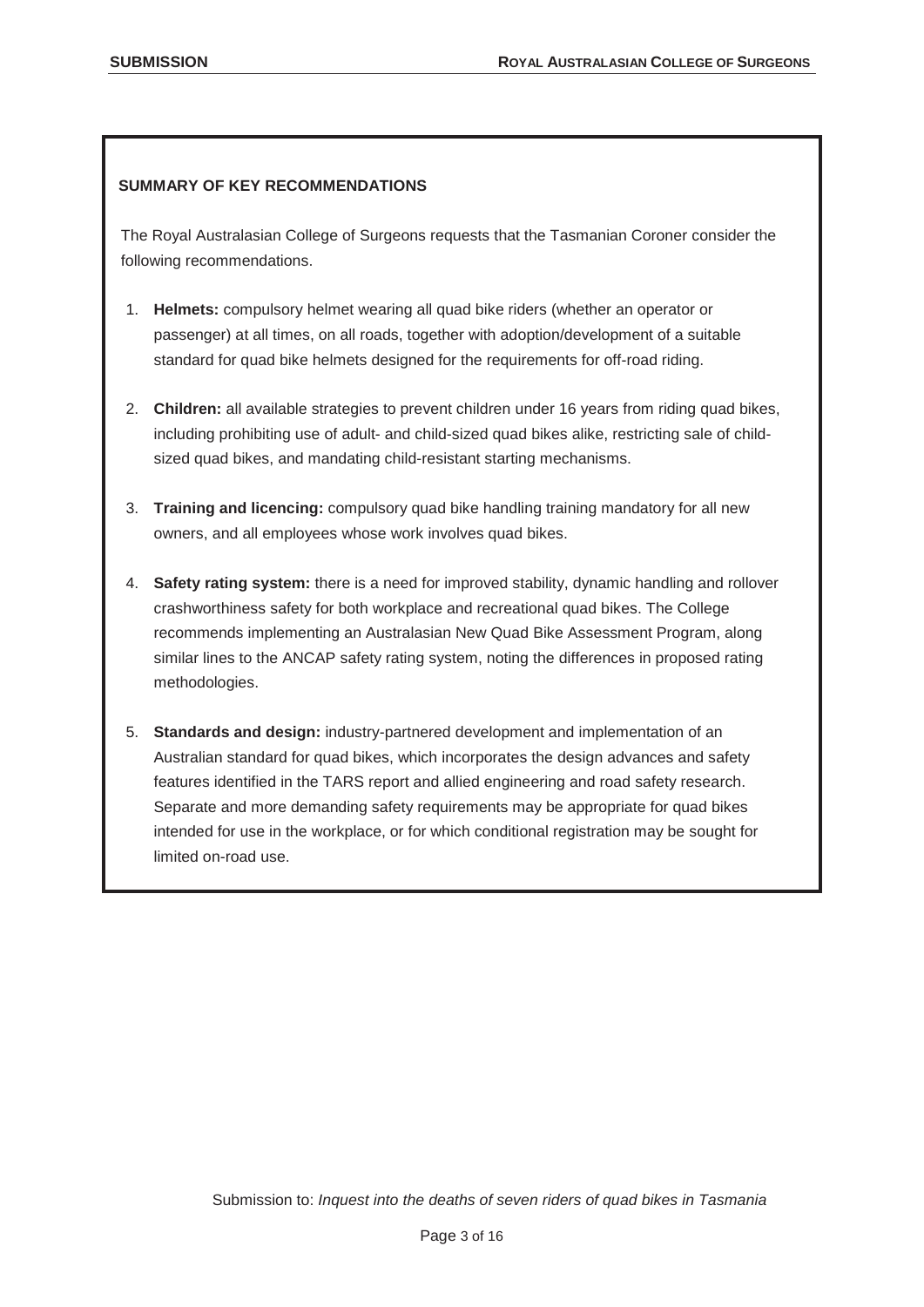## SUMMARY OF KEY RECOMMENDATIONS

The Royal Australasian College of Surgeons requests that the Tasmanian Coroner consider the following recommendations.

1. **Helmets:** compulsory helmet wearing all quad bike riders (whether an operator or passenger) at all times, on all roads, together with adoption/development of a suitable standard for quad bike helmets designed for the requirements for off-road riding.

2. **Children:** all available strategies to prevent children under 16 years from riding quad bikes, including prohibiting use of adult- and child-sized quad bikes alike, restricting sale of child-sized quad bikes, and mandating child-resistant starting mechanisms.

3. **Training and licencing:** compulsory quad bike handling training mandatory for all new owners, and all employees whose work involves quad bikes.

4. **Safety rating system:** there is a need for improved stability, dynamic handling and rollover crashworthiness safety for both workplace and recreational quad bikes. The College recommends implementing an Australasian New Quad Bike Assessment Program, along similar lines to the ANCAP safety rating system, noting the differences in proposed rating methodologies.

5. **Standards and design:** industry-partnered development and implementation of an Australian standard for quad bikes, which incorporates the design advances and safety features identified in the TARS report and allied engineering and road safety research. Separate and more demanding safety requirements may be appropriate for quad bikes intended for use in the workplace, or for which conditional registration may be sought for limited on-road use.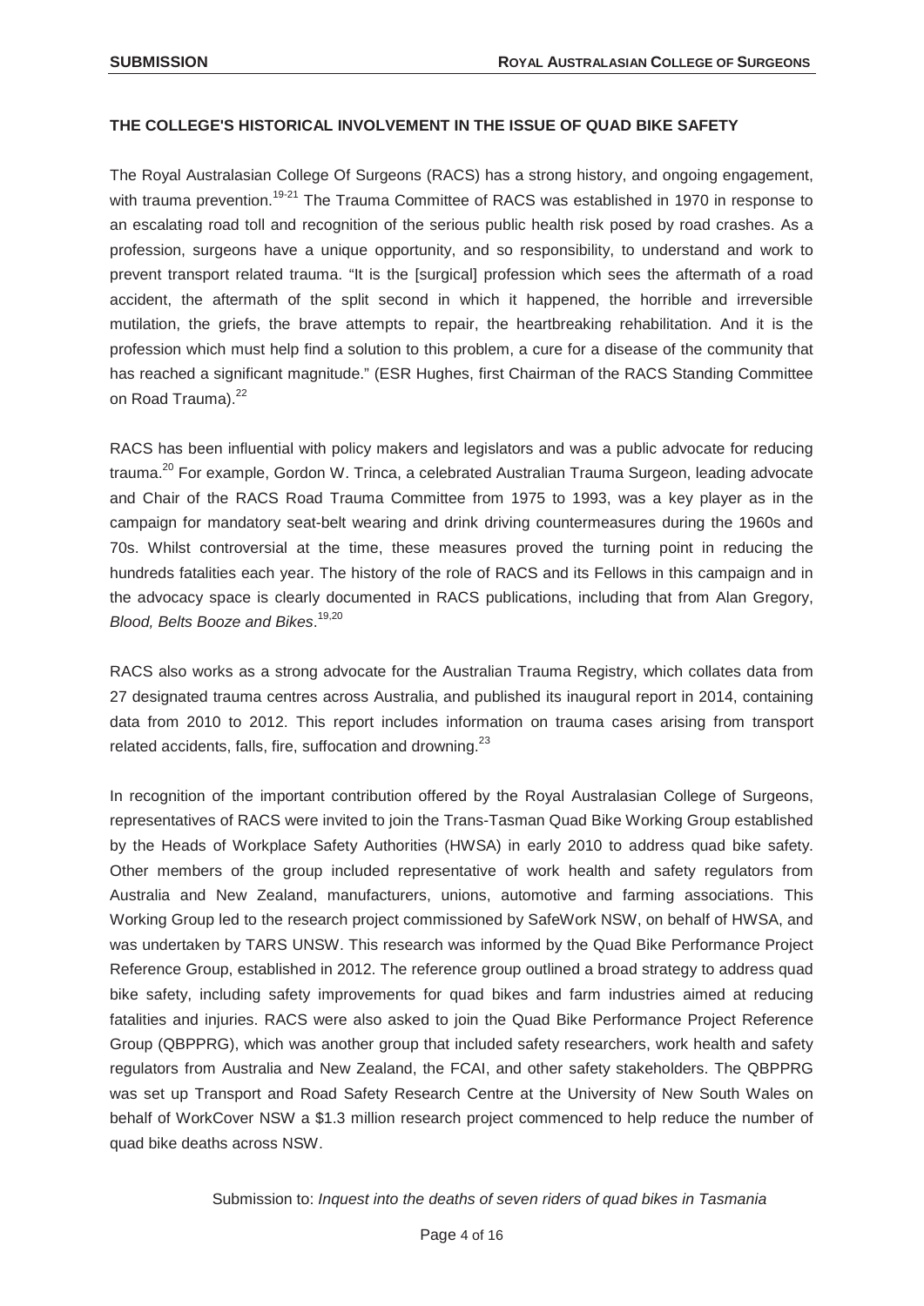## THE COLLEGE'S HISTORICAL INVOLVEMENT IN THE ISSUE OF QUAD BIKE SAFETY

The Royal Australasian College Of Surgeons (RACS) has a strong history, and ongoing engagement, with trauma prevention.[19-21] The Trauma Committee of RACS was established in 1970 in response to an escalating road toll and recognition of the serious public health risk posed by road crashes. As a profession, surgeons have a unique opportunity, and so responsibility, to understand and work to prevent transport related trauma. "It is the [surgical] profession which sees the aftermath of a road accident, the aftermath of the split second in which it happened, the horrible and irreversible mutilation, the griefs, the brave attempts to repair, the heartbreaking rehabilitation. And it is the profession which must help find a solution to this problem, a cure for a disease of the community that has reached a significant magnitude." (ESR Hughes, first Chairman of the RACS Standing Committee on Road Trauma).[22]

RACS has been influential with policy makers and legislators and was a public advocate for reducing trauma.[20] For example, Gordon W. Trinca, a celebrated Australian Trauma Surgeon, leading advocate and Chair of the RACS Road Trauma Committee from 1975 to 1993, was a key player as in the campaign for mandatory seat-belt wearing and drink driving countermeasures during the 1960s and 70s. Whilst controversial at the time, these measures proved the turning point in reducing the hundreds fatalities each year. The history of the role of RACS and its Fellows in this campaign and in the advocacy space is clearly documented in RACS publications, including that from Alan Gregory, *Blood, Belts Booze and Bikes*.[19,20]

RACS also works as a strong advocate for the Australian Trauma Registry, which collates data from 27 designated trauma centres across Australia, and published its inaugural report in 2014, containing data from 2010 to 2012. This report includes information on trauma cases arising from transport related accidents, falls, fire, suffocation and drowning.[23]

In recognition of the important contribution offered by the Royal Australasian College of Surgeons, representatives of RACS were invited to join the Trans-Tasman Quad Bike Working Group established by the Heads of Workplace Safety Authorities (HWSA) in early 2010 to address quad bike safety. Other members of the group included representative of work health and safety regulators from Australia and New Zealand, manufacturers, unions, automotive and farming associations. This Working Group led to the research project commissioned by SafeWork NSW, on behalf of HWSA, and was undertaken by TARS UNSW. This research was informed by the Quad Bike Performance Project Reference Group, established in 2012. The reference group outlined a broad strategy to address quad bike safety, including safety improvements for quad bikes and farm industries aimed at reducing fatalities and injuries. RACS were also asked to join the Quad Bike Performance Project Reference Group (QBPPRG), which was another group that included safety researchers, work health and safety regulators from Australia and New Zealand, the FCAI, and other safety stakeholders. The QBPPRG was set up Transport and Road Safety Research Centre at the University of New South Wales on behalf of WorkCover NSW a $1.3 million research project commenced to help reduce the number of quad bike deaths across NSW.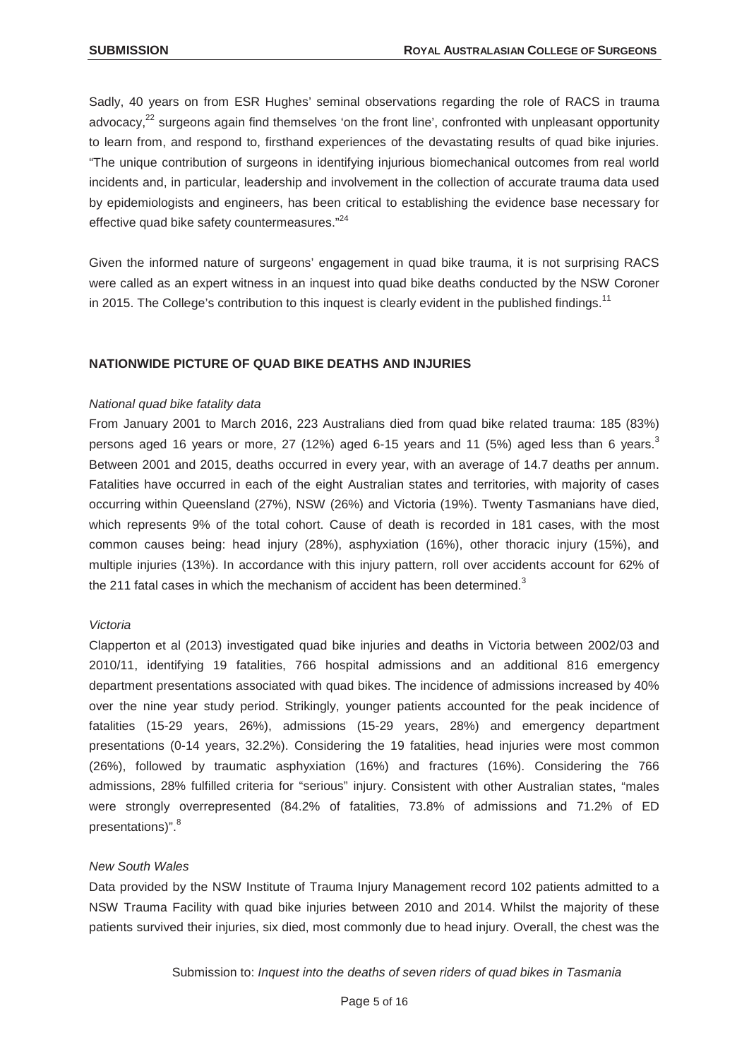Sadly, 40 years on from ESR Hughes' seminal observations regarding the role of RACS in trauma advocacy,[22] surgeons again find themselves 'on the front line', confronted with unpleasant opportunity to learn from, and respond to, firsthand experiences of the devastating results of quad bike injuries. "The unique contribution of surgeons in identifying injurious biomechanical outcomes from real world incidents and, in particular, leadership and involvement in the collection of accurate trauma data used by epidemiologists and engineers, has been critical to establishing the evidence base necessary for effective quad bike safety countermeasures."[24]

Given the informed nature of surgeons' engagement in quad bike trauma, it is not surprising RACS were called as an expert witness in an inquest into quad bike deaths conducted by the NSW Coroner in 2015. The College's contribution to this inquest is clearly evident in the published findings.[11]

## NATIONWIDE PICTURE OF QUAD BIKE DEATHS AND INJURIES

*National quad bike fatality data*

From January 2001 to March 2016, 223 Australians died from quad bike related trauma: 185 (83%) persons aged 16 years or more, 27 (12%) aged 6-15 years and 11 (5%) aged less than 6 years.[3] Between 2001 and 2015, deaths occurred in every year, with an average of 14.7 deaths per annum. Fatalities have occurred in each of the eight Australian states and territories, with majority of cases occurring within Queensland (27%), NSW (26%) and Victoria (19%). Twenty Tasmanians have died, which represents 9% of the total cohort. Cause of death is recorded in 181 cases, with the most common causes being: head injury (28%), asphyxiation (16%), other thoracic injury (15%), and multiple injuries (13%). In accordance with this injury pattern, roll over accidents account for 62% of the 211 fatal cases in which the mechanism of accident has been determined.[3]

*Victoria*

Clapperton et al (2013) investigated quad bike injuries and deaths in Victoria between 2002/03 and 2010/11, identifying 19 fatalities, 766 hospital admissions and an additional 816 emergency department presentations associated with quad bikes. The incidence of admissions increased by 40% over the nine year study period. Strikingly, younger patients accounted for the peak incidence of fatalities (15-29 years, 26%), admissions (15-29 years, 28%) and emergency department presentations (0-14 years, 32.2%). Considering the 19 fatalities, head injuries were most common (26%), followed by traumatic asphyxiation (16%) and fractures (16%). Considering the 766 admissions, 28% fulfilled criteria for "serious" injury. Consistent with other Australian states, "males were strongly overrepresented (84.2% of fatalities, 73.8% of admissions and 71.2% of ED presentations)".[8]

*New South Wales*

Data provided by the NSW Institute of Trauma Injury Management record 102 patients admitted to a NSW Trauma Facility with quad bike injuries between 2010 and 2014. Whilst the majority of these patients survived their injuries, six died, most commonly due to head injury. Overall, the chest was the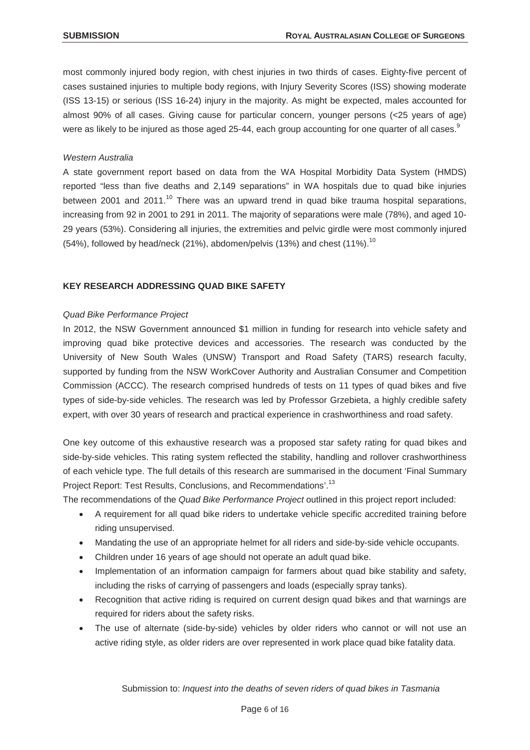most commonly injured body region, with chest injuries in two thirds of cases. Eighty-five percent of cases sustained injuries to multiple body regions, with Injury Severity Scores (ISS) showing moderate (ISS 13-15) or serious (ISS 16-24) injury in the majority. As might be expected, males accounted for almost 90% of all cases. Giving cause for particular concern, younger persons (<25 years of age) were as likely to be injured as those aged 25-44, each group accounting for one quarter of all cases.[9]

*Western Australia*

A state government report based on data from the WA Hospital Morbidity Data System (HMDS) reported "less than five deaths and 2,149 separations" in WA hospitals due to quad bike injuries between 2001 and 2011.[10] There was an upward trend in quad bike trauma hospital separations, increasing from 92 in 2001 to 291 in 2011. The majority of separations were male (78%), and aged 10-29 years (53%). Considering all injuries, the extremities and pelvic girdle were most commonly injured (54%), followed by head/neck (21%), abdomen/pelvis (13%) and chest (11%).[10]

## KEY RESEARCH ADDRESSING QUAD BIKE SAFETY

*Quad Bike Performance Project*

In 2012, the NSW Government announced $1 million in funding for research into vehicle safety and improving quad bike protective devices and accessories. The research was conducted by the University of New South Wales (UNSW) Transport and Road Safety (TARS) research faculty, supported by funding from the NSW WorkCover Authority and Australian Consumer and Competition Commission (ACCC). The research comprised hundreds of tests on 11 types of quad bikes and five types of side-by-side vehicles. The research was led by Professor Grzebieta, a highly credible safety expert, with over 30 years of research and practical experience in crashworthiness and road safety.

One key outcome of this exhaustive research was a proposed star safety rating for quad bikes and side-by-side vehicles. This rating system reflected the stability, handling and rollover crashworthiness of each vehicle type. The full details of this research are summarised in the document 'Final Summary Project Report: Test Results, Conclusions, and Recommendations'.[13]

The recommendations of the *Quad Bike Performance Project* outlined in this project report included:

- A requirement for all quad bike riders to undertake vehicle specific accredited training before riding unsupervised.
- Mandating the use of an appropriate helmet for all riders and side-by-side vehicle occupants.
- Children under 16 years of age should not operate an adult quad bike.
- Implementation of an information campaign for farmers about quad bike stability and safety, including the risks of carrying of passengers and loads (especially spray tanks).
- Recognition that active riding is required on current design quad bikes and that warnings are required for riders about the safety risks.
- The use of alternate (side-by-side) vehicles by older riders who cannot or will not use an active riding style, as older riders are over represented in work place quad bike fatality data.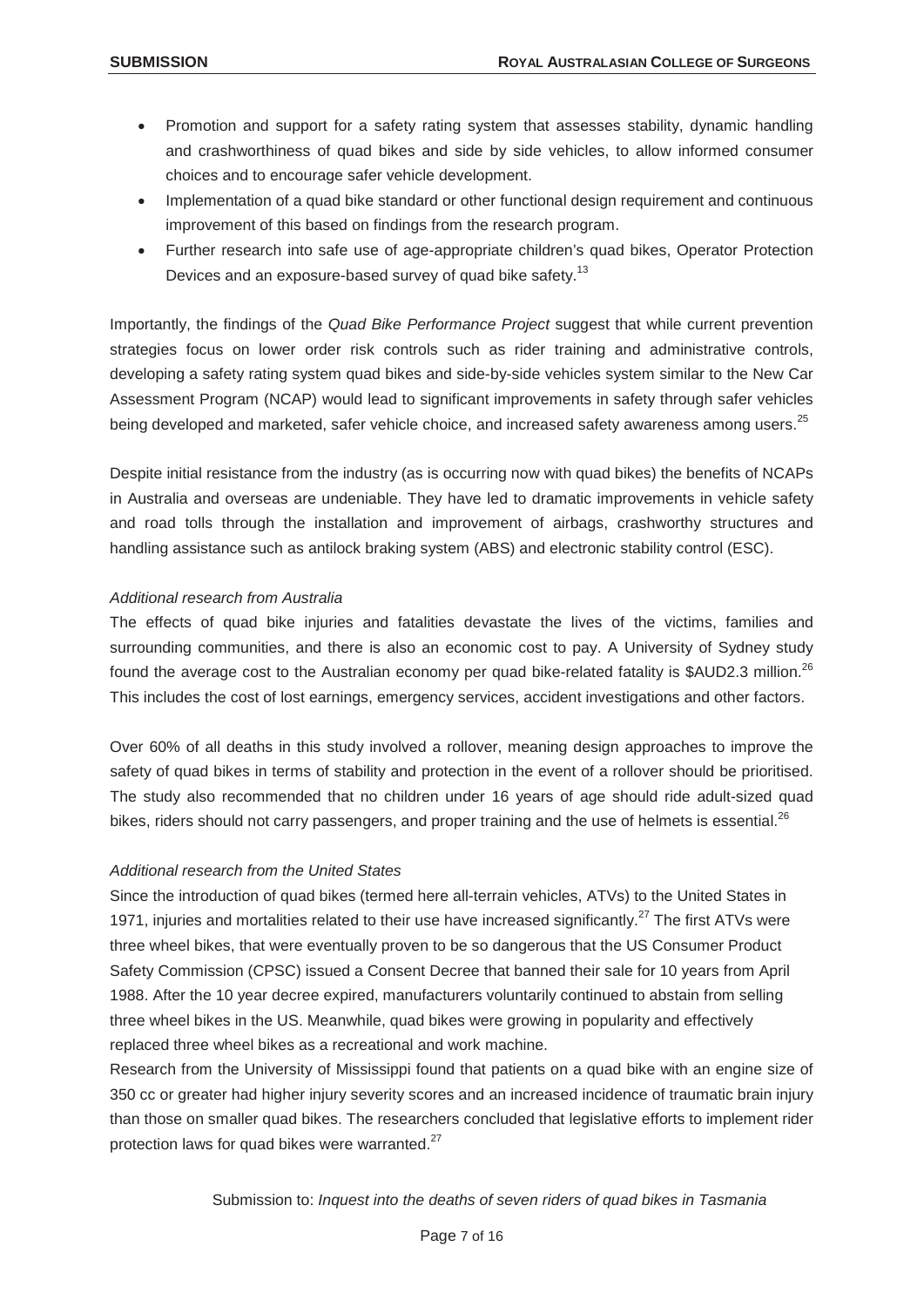- Promotion and support for a safety rating system that assesses stability, dynamic handling and crashworthiness of quad bikes and side by side vehicles, to allow informed consumer choices and to encourage safer vehicle development.
- Implementation of a quad bike standard or other functional design requirement and continuous improvement of this based on findings from the research program.
- Further research into safe use of age-appropriate children's quad bikes, Operator Protection Devices and an exposure-based survey of quad bike safety.[13]

Importantly, the findings of the *Quad Bike Performance Project* suggest that while current prevention strategies focus on lower order risk controls such as rider training and administrative controls, developing a safety rating system quad bikes and side-by-side vehicles system similar to the New Car Assessment Program (NCAP) would lead to significant improvements in safety through safer vehicles being developed and marketed, safer vehicle choice, and increased safety awareness among users.[25]

Despite initial resistance from the industry (as is occurring now with quad bikes) the benefits of NCAPs in Australia and overseas are undeniable. They have led to dramatic improvements in vehicle safety and road tolls through the installation and improvement of airbags, crashworthy structures and handling assistance such as antilock braking system (ABS) and electronic stability control (ESC).

*Additional research from Australia*

The effects of quad bike injuries and fatalities devastate the lives of the victims, families and surrounding communities, and there is also an economic cost to pay. A University of Sydney study found the average cost to the Australian economy per quad bike-related fatality is $AUD2.3 million.[26] This includes the cost of lost earnings, emergency services, accident investigations and other factors.

Over 60% of all deaths in this study involved a rollover, meaning design approaches to improve the safety of quad bikes in terms of stability and protection in the event of a rollover should be prioritised. The study also recommended that no children under 16 years of age should ride adult-sized quad bikes, riders should not carry passengers, and proper training and the use of helmets is essential.[26]

*Additional research from the United States*

Since the introduction of quad bikes (termed here all-terrain vehicles, ATVs) to the United States in 1971, injuries and mortalities related to their use have increased significantly.[27] The first ATVs were three wheel bikes, that were eventually proven to be so dangerous that the US Consumer Product Safety Commission (CPSC) issued a Consent Decree that banned their sale for 10 years from April 1988. After the 10 year decree expired, manufacturers voluntarily continued to abstain from selling three wheel bikes in the US. Meanwhile, quad bikes were growing in popularity and effectively replaced three wheel bikes as a recreational and work machine.

Research from the University of Mississippi found that patients on a quad bike with an engine size of 350 cc or greater had higher injury severity scores and an increased incidence of traumatic brain injury than those on smaller quad bikes. The researchers concluded that legislative efforts to implement rider protection laws for quad bikes were warranted.[27]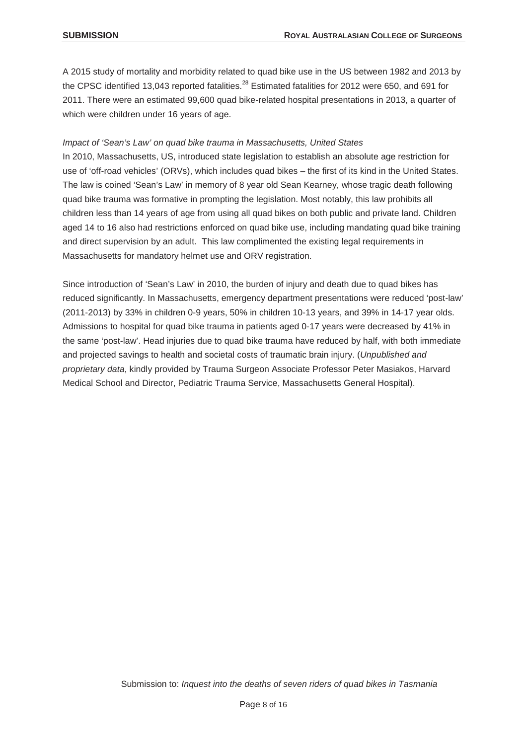A 2015 study of mortality and morbidity related to quad bike use in the US between 1982 and 2013 by the CPSC identified 13,043 reported fatalities.[28] Estimated fatalities for 2012 were 650, and 691 for 2011. There were an estimated 99,600 quad bike-related hospital presentations in 2013, a quarter of which were children under 16 years of age.

*Impact of 'Sean's Law' on quad bike trauma in Massachusetts, United States*

In 2010, Massachusetts, US, introduced state legislation to establish an absolute age restriction for use of 'off-road vehicles' (ORVs), which includes quad bikes – the first of its kind in the United States. The law is coined 'Sean's Law' in memory of 8 year old Sean Kearney, whose tragic death following quad bike trauma was formative in prompting the legislation. Most notably, this law prohibits all children less than 14 years of age from using all quad bikes on both public and private land. Children aged 14 to 16 also had restrictions enforced on quad bike use, including mandating quad bike training and direct supervision by an adult. This law complimented the existing legal requirements in Massachusetts for mandatory helmet use and ORV registration.

Since introduction of 'Sean's Law' in 2010, the burden of injury and death due to quad bikes has reduced significantly. In Massachusetts, emergency department presentations were reduced 'post-law' (2011-2013) by 33% in children 0-9 years, 50% in children 10-13 years, and 39% in 14-17 year olds. Admissions to hospital for quad bike trauma in patients aged 0-17 years were decreased by 41% in the same 'post-law'. Head injuries due to quad bike trauma have reduced by half, with both immediate and projected savings to health and societal costs of traumatic brain injury. (*Unpublished and proprietary data*, kindly provided by Trauma Surgeon Associate Professor Peter Masiakos, Harvard Medical School and Director, Pediatric Trauma Service, Massachusetts General Hospital).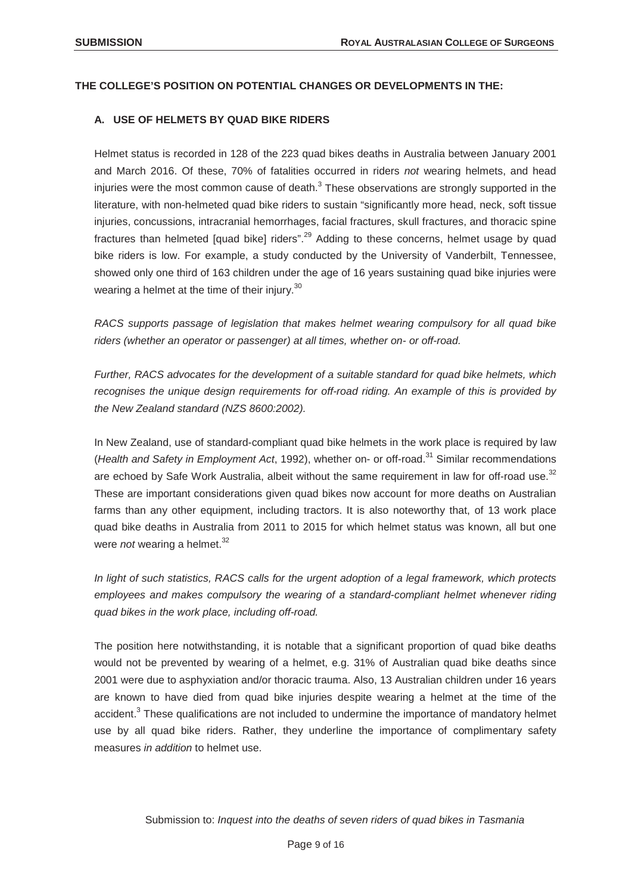## THE COLLEGE'S POSITION ON POTENTIAL CHANGES OR DEVELOPMENTS IN THE:

### A. USE OF HELMETS BY QUAD BIKE RIDERS

Helmet status is recorded in 128 of the 223 quad bikes deaths in Australia between January 2001 and March 2016. Of these, 70% of fatalities occurred in riders *not* wearing helmets, and head injuries were the most common cause of death.[3] These observations are strongly supported in the literature, with non-helmeted quad bike riders to sustain "significantly more head, neck, soft tissue injuries, concussions, intracranial hemorrhages, facial fractures, skull fractures, and thoracic spine fractures than helmeted [quad bike] riders".[29] Adding to these concerns, helmet usage by quad bike riders is low. For example, a study conducted by the University of Vanderbilt, Tennessee, showed only one third of 163 children under the age of 16 years sustaining quad bike injuries were wearing a helmet at the time of their injury.[30]

*RACS supports passage of legislation that makes helmet wearing compulsory for all quad bike riders (whether an operator or passenger) at all times, whether on- or off-road.*

*Further, RACS advocates for the development of a suitable standard for quad bike helmets, which recognises the unique design requirements for off-road riding. An example of this is provided by the New Zealand standard (NZS 8600:2002).*

In New Zealand, use of standard-compliant quad bike helmets in the work place is required by law (*Health and Safety in Employment Act*, 1992), whether on- or off-road.[31] Similar recommendations are echoed by Safe Work Australia, albeit without the same requirement in law for off-road use.[32] These are important considerations given quad bikes now account for more deaths on Australian farms than any other equipment, including tractors. It is also noteworthy that, of 13 work place quad bike deaths in Australia from 2011 to 2015 for which helmet status was known, all but one were *not* wearing a helmet.[32]

*In light of such statistics, RACS calls for the urgent adoption of a legal framework, which protects employees and makes compulsory the wearing of a standard-compliant helmet whenever riding quad bikes in the work place, including off-road.*

The position here notwithstanding, it is notable that a significant proportion of quad bike deaths would not be prevented by wearing of a helmet, e.g. 31% of Australian quad bike deaths since 2001 were due to asphyxiation and/or thoracic trauma. Also, 13 Australian children under 16 years are known to have died from quad bike injuries despite wearing a helmet at the time of the accident.[3] These qualifications are not included to undermine the importance of mandatory helmet use by all quad bike riders. Rather, they underline the importance of complimentary safety measures *in addition* to helmet use.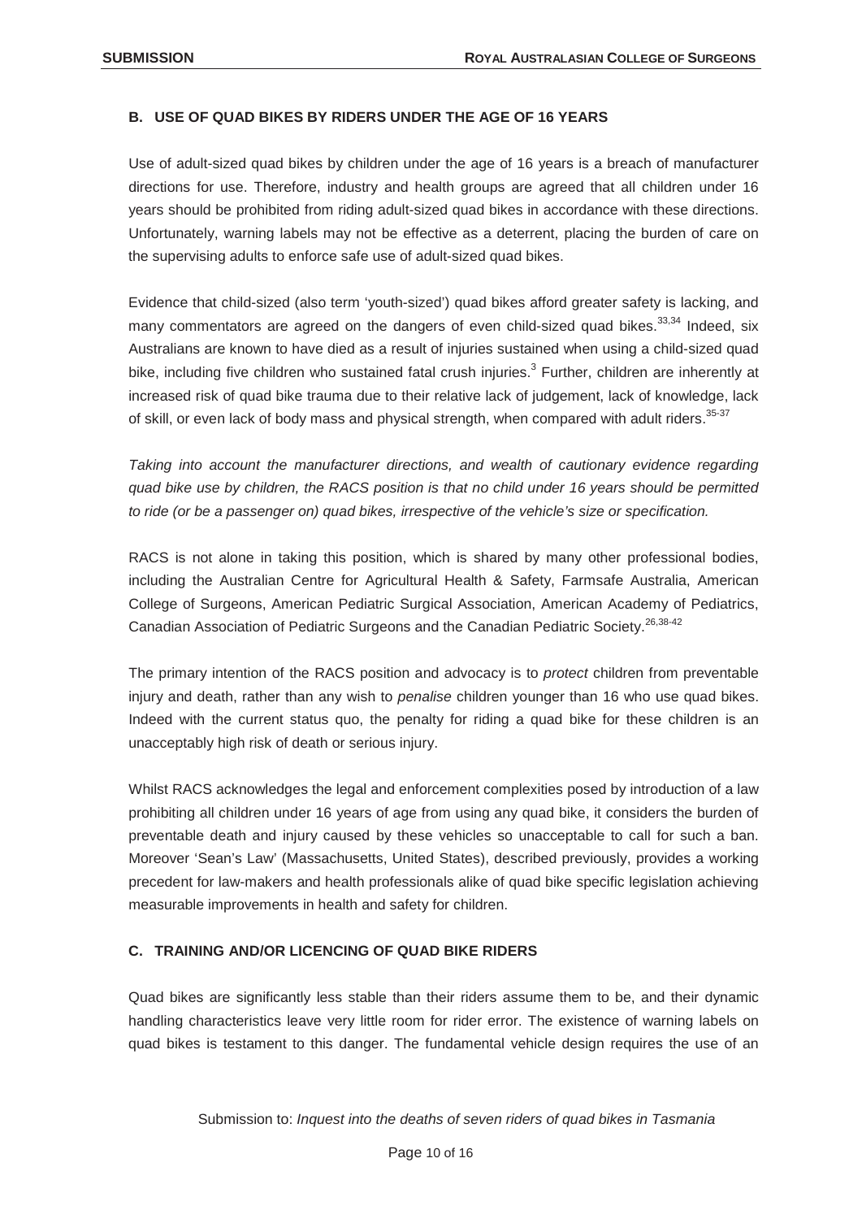### B. USE OF QUAD BIKES BY RIDERS UNDER THE AGE OF 16 YEARS

Use of adult-sized quad bikes by children under the age of 16 years is a breach of manufacturer directions for use. Therefore, industry and health groups are agreed that all children under 16 years should be prohibited from riding adult-sized quad bikes in accordance with these directions. Unfortunately, warning labels may not be effective as a deterrent, placing the burden of care on the supervising adults to enforce safe use of adult-sized quad bikes.

Evidence that child-sized (also term 'youth-sized') quad bikes afford greater safety is lacking, and many commentators are agreed on the dangers of even child-sized quad bikes.[33,34] Indeed, six Australians are known to have died as a result of injuries sustained when using a child-sized quad bike, including five children who sustained fatal crush injuries.[3] Further, children are inherently at increased risk of quad bike trauma due to their relative lack of judgement, lack of knowledge, lack of skill, or even lack of body mass and physical strength, when compared with adult riders.[35-37]

*Taking into account the manufacturer directions, and wealth of cautionary evidence regarding quad bike use by children, the RACS position is that no child under 16 years should be permitted to ride (or be a passenger on) quad bikes, irrespective of the vehicle's size or specification.*

RACS is not alone in taking this position, which is shared by many other professional bodies, including the Australian Centre for Agricultural Health & Safety, Farmsafe Australia, American College of Surgeons, American Pediatric Surgical Association, American Academy of Pediatrics, Canadian Association of Pediatric Surgeons and the Canadian Pediatric Society.[26,38-42]

The primary intention of the RACS position and advocacy is to *protect* children from preventable injury and death, rather than any wish to *penalise* children younger than 16 who use quad bikes. Indeed with the current status quo, the penalty for riding a quad bike for these children is an unacceptably high risk of death or serious injury.

Whilst RACS acknowledges the legal and enforcement complexities posed by introduction of a law prohibiting all children under 16 years of age from using any quad bike, it considers the burden of preventable death and injury caused by these vehicles so unacceptable to call for such a ban. Moreover 'Sean's Law' (Massachusetts, United States), described previously, provides a working precedent for law-makers and health professionals alike of quad bike specific legislation achieving measurable improvements in health and safety for children.

### C. TRAINING AND/OR LICENCING OF QUAD BIKE RIDERS

Quad bikes are significantly less stable than their riders assume them to be, and their dynamic handling characteristics leave very little room for rider error. The existence of warning labels on quad bikes is testament to this danger. The fundamental vehicle design requires the use of an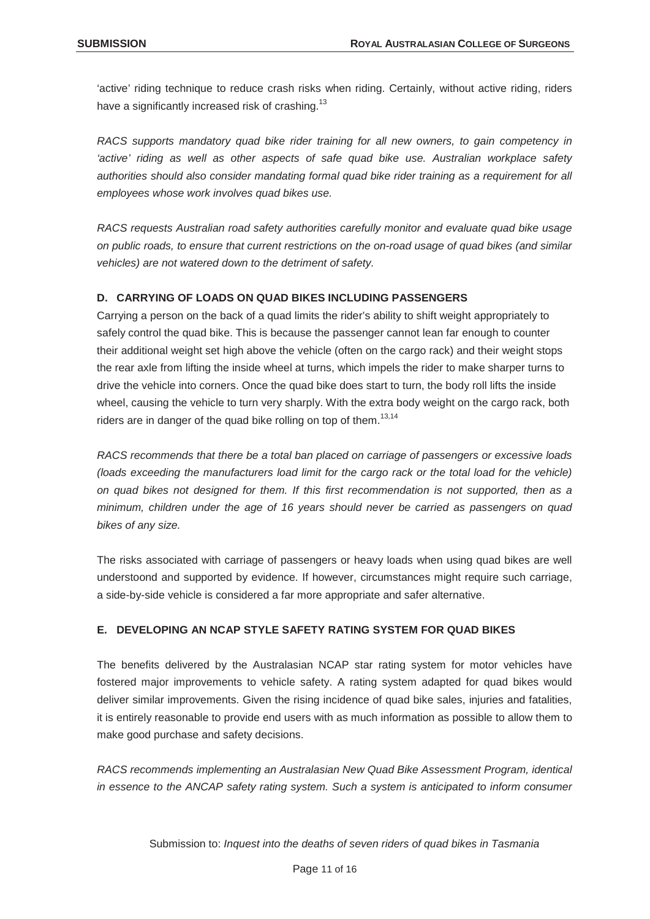'active' riding technique to reduce crash risks when riding. Certainly, without active riding, riders have a significantly increased risk of crashing.[13]

*RACS supports mandatory quad bike rider training for all new owners, to gain competency in 'active' riding as well as other aspects of safe quad bike use. Australian workplace safety authorities should also consider mandating formal quad bike rider training as a requirement for all employees whose work involves quad bikes use.*

*RACS requests Australian road safety authorities carefully monitor and evaluate quad bike usage on public roads, to ensure that current restrictions on the on-road usage of quad bikes (and similar vehicles) are not watered down to the detriment of safety.*

### D. CARRYING OF LOADS ON QUAD BIKES INCLUDING PASSENGERS

Carrying a person on the back of a quad limits the rider's ability to shift weight appropriately to safely control the quad bike. This is because the passenger cannot lean far enough to counter their additional weight set high above the vehicle (often on the cargo rack) and their weight stops the rear axle from lifting the inside wheel at turns, which impels the rider to make sharper turns to drive the vehicle into corners. Once the quad bike does start to turn, the body roll lifts the inside wheel, causing the vehicle to turn very sharply. With the extra body weight on the cargo rack, both riders are in danger of the quad bike rolling on top of them.[13,14]

*RACS recommends that there be a total ban placed on carriage of passengers or excessive loads (loads exceeding the manufacturers load limit for the cargo rack or the total load for the vehicle) on quad bikes not designed for them. If this first recommendation is not supported, then as a minimum, children under the age of 16 years should never be carried as passengers on quad bikes of any size.*

The risks associated with carriage of passengers or heavy loads when using quad bikes are well understoond and supported by evidence. If however, circumstances might require such carriage, a side-by-side vehicle is considered a far more appropriate and safer alternative.

### E. DEVELOPING AN NCAP STYLE SAFETY RATING SYSTEM FOR QUAD BIKES

The benefits delivered by the Australasian NCAP star rating system for motor vehicles have fostered major improvements to vehicle safety. A rating system adapted for quad bikes would deliver similar improvements. Given the rising incidence of quad bike sales, injuries and fatalities, it is entirely reasonable to provide end users with as much information as possible to allow them to make good purchase and safety decisions.

*RACS recommends implementing an Australasian New Quad Bike Assessment Program, identical in essence to the ANCAP safety rating system. Such a system is anticipated to inform consumer*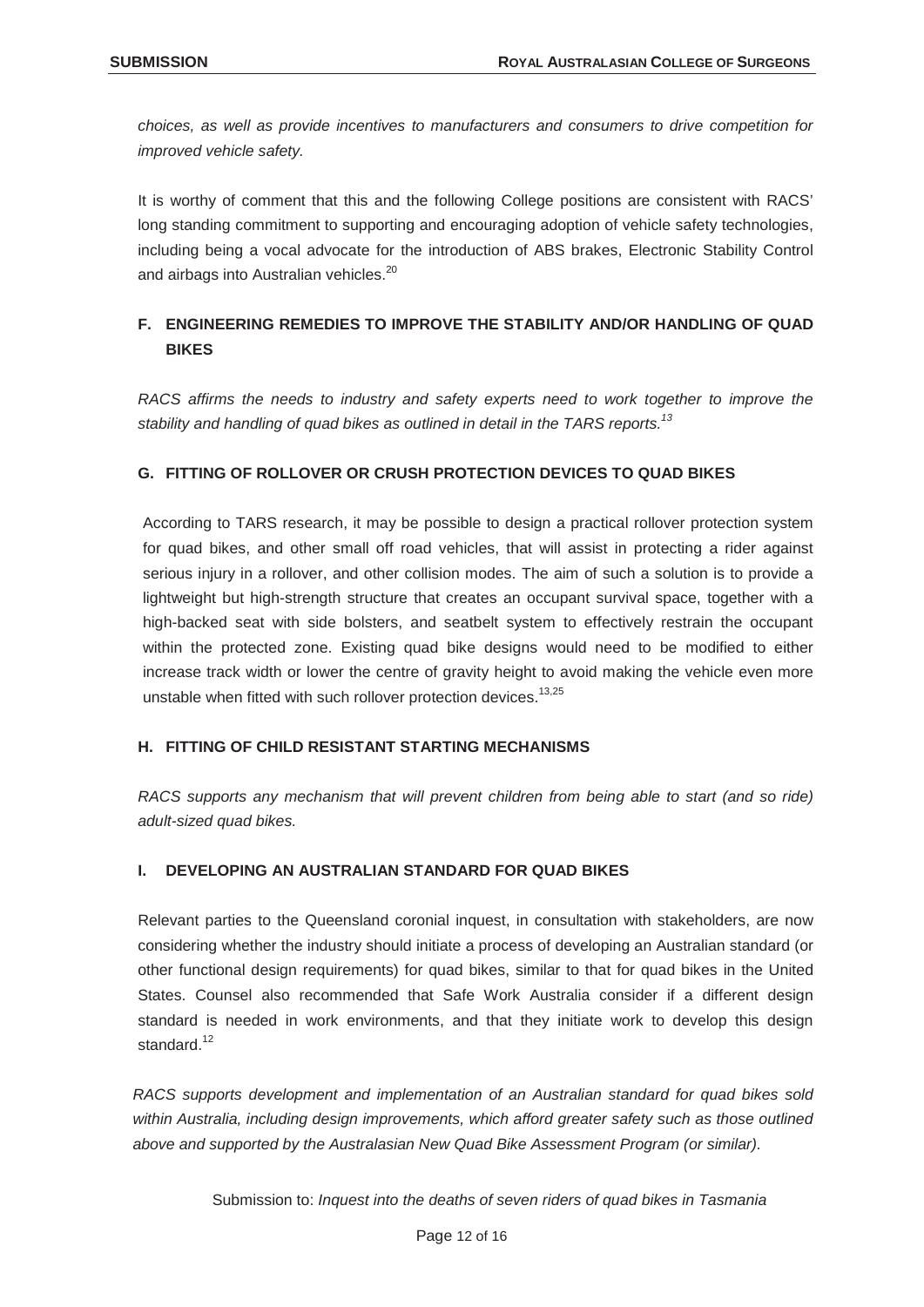*choices, as well as provide incentives to manufacturers and consumers to drive competition for improved vehicle safety.*

It is worthy of comment that this and the following College positions are consistent with RACS' long standing commitment to supporting and encouraging adoption of vehicle safety technologies, including being a vocal advocate for the introduction of ABS brakes, Electronic Stability Control and airbags into Australian vehicles.[20]

## F. ENGINEERING REMEDIES TO IMPROVE THE STABILITY AND/OR HANDLING OF QUAD BIKES

*RACS affirms the needs to industry and safety experts need to work together to improve the stability and handling of quad bikes as outlined in detail in the TARS reports.*[13]

## G. FITTING OF ROLLOVER OR CRUSH PROTECTION DEVICES TO QUAD BIKES

According to TARS research, it may be possible to design a practical rollover protection system for quad bikes, and other small off road vehicles, that will assist in protecting a rider against serious injury in a rollover, and other collision modes. The aim of such a solution is to provide a lightweight but high-strength structure that creates an occupant survival space, together with a high-backed seat with side bolsters, and seatbelt system to effectively restrain the occupant within the protected zone. Existing quad bike designs would need to be modified to either increase track width or lower the centre of gravity height to avoid making the vehicle even more unstable when fitted with such rollover protection devices.[13,25]

## H. FITTING OF CHILD RESISTANT STARTING MECHANISMS

*RACS supports any mechanism that will prevent children from being able to start (and so ride) adult-sized quad bikes.*

## I. DEVELOPING AN AUSTRALIAN STANDARD FOR QUAD BIKES

Relevant parties to the Queensland coronial inquest, in consultation with stakeholders, are now considering whether the industry should initiate a process of developing an Australian standard (or other functional design requirements) for quad bikes, similar to that for quad bikes in the United States. Counsel also recommended that Safe Work Australia consider if a different design standard is needed in work environments, and that they initiate work to develop this design standard.[12]

*RACS supports development and implementation of an Australian standard for quad bikes sold within Australia, including design improvements, which afford greater safety such as those outlined above and supported by the Australasian New Quad Bike Assessment Program (or similar).*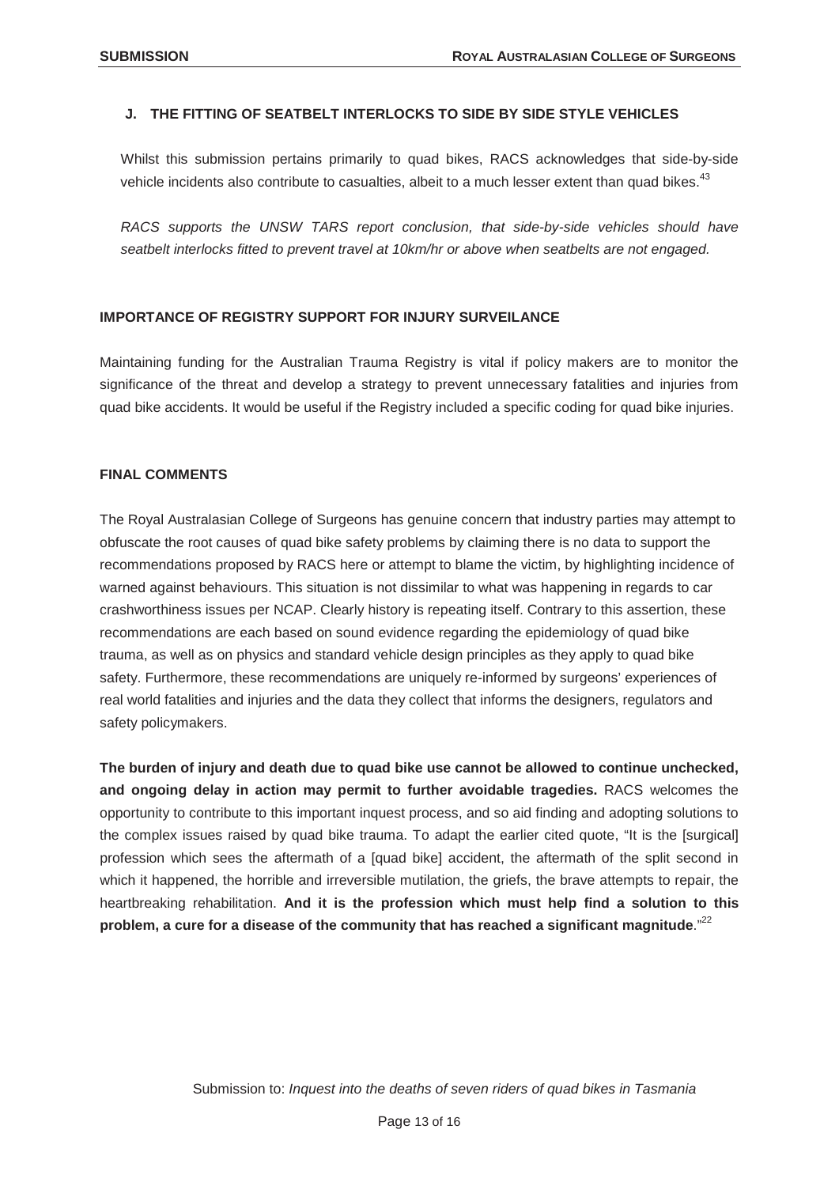### J. THE FITTING OF SEATBELT INTERLOCKS TO SIDE BY SIDE STYLE VEHICLES

Whilst this submission pertains primarily to quad bikes, RACS acknowledges that side-by-side vehicle incidents also contribute to casualties, albeit to a much lesser extent than quad bikes.[43]

*RACS supports the UNSW TARS report conclusion, that side-by-side vehicles should have seatbelt interlocks fitted to prevent travel at 10km/hr or above when seatbelts are not engaged.*

## IMPORTANCE OF REGISTRY SUPPORT FOR INJURY SURVEILANCE

Maintaining funding for the Australian Trauma Registry is vital if policy makers are to monitor the significance of the threat and develop a strategy to prevent unnecessary fatalities and injuries from quad bike accidents. It would be useful if the Registry included a specific coding for quad bike injuries.

## FINAL COMMENTS

The Royal Australasian College of Surgeons has genuine concern that industry parties may attempt to obfuscate the root causes of quad bike safety problems by claiming there is no data to support the recommendations proposed by RACS here or attempt to blame the victim, by highlighting incidence of warned against behaviours. This situation is not dissimilar to what was happening in regards to car crashworthiness issues per NCAP. Clearly history is repeating itself. Contrary to this assertion, these recommendations are each based on sound evidence regarding the epidemiology of quad bike trauma, as well as on physics and standard vehicle design principles as they apply to quad bike safety. Furthermore, these recommendations are uniquely re-informed by surgeons' experiences of real world fatalities and injuries and the data they collect that informs the designers, regulators and safety policymakers.

**The burden of injury and death due to quad bike use cannot be allowed to continue unchecked, and ongoing delay in action may permit to further avoidable tragedies.** RACS welcomes the opportunity to contribute to this important inquest process, and so aid finding and adopting solutions to the complex issues raised by quad bike trauma. To adapt the earlier cited quote, "It is the [surgical] profession which sees the aftermath of a [quad bike] accident, the aftermath of the split second in which it happened, the horrible and irreversible mutilation, the griefs, the brave attempts to repair, the heartbreaking rehabilitation. **And it is the profession which must help find a solution to this problem, a cure for a disease of the community that has reached a significant magnitude**."[22]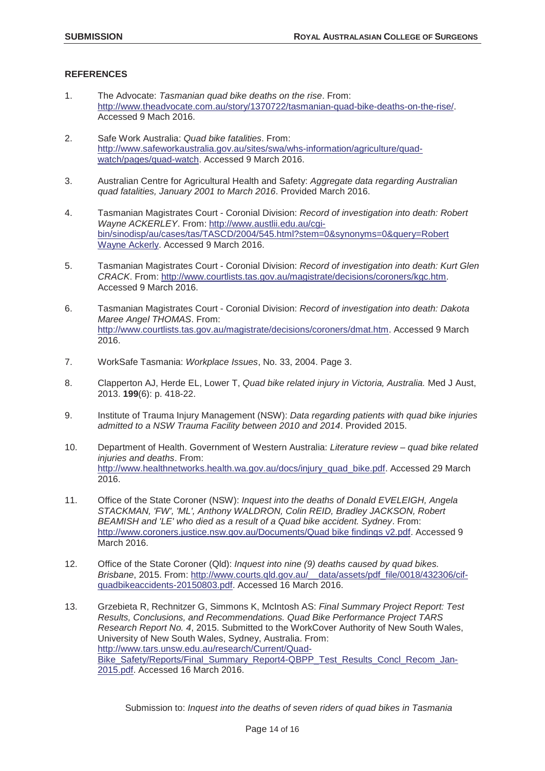## REFERENCES

1. The Advocate: *Tasmanian quad bike deaths on the rise*. From: http://www.theadvocate.com.au/story/1370722/tasmanian-quad-bike-deaths-on-the-rise/. Accessed 9 Mach 2016.

2. Safe Work Australia: *Quad bike fatalities*. From: http://www.safeworkaustralia.gov.au/sites/swa/whs-information/agriculture/quad-watch/pages/quad-watch. Accessed 9 March 2016.

3. Australian Centre for Agricultural Health and Safety: *Aggregate data regarding Australian quad fatalities, January 2001 to March 2016*. Provided March 2016.

4. Tasmanian Magistrates Court - Coronial Division: *Record of investigation into death: Robert Wayne ACKERLEY*. From: http://www.austlii.edu.au/cgi-bin/sinodisp/au/cases/tas/TASCD/2004/545.html?stem=0&synonyms=0&query=Robert Wayne Ackerly. Accessed 9 March 2016.

5. Tasmanian Magistrates Court - Coronial Division: *Record of investigation into death: Kurt Glen CRACK*. From: http://www.courtlists.tas.gov.au/magistrate/decisions/coroners/kgc.htm. Accessed 9 March 2016.

6. Tasmanian Magistrates Court - Coronial Division: *Record of investigation into death: Dakota Maree Angel THOMAS*. From: http://www.courtlists.tas.gov.au/magistrate/decisions/coroners/dmat.htm. Accessed 9 March 2016.

7. WorkSafe Tasmania: *Workplace Issues*, No. 33, 2004. Page 3.

8. Clapperton AJ, Herde EL, Lower T, *Quad bike related injury in Victoria, Australia.* Med J Aust, 2013. **199**(6): p. 418-22.

9. Institute of Trauma Injury Management (NSW): *Data regarding patients with quad bike injuries admitted to a NSW Trauma Facility between 2010 and 2014*. Provided 2015.

10. Department of Health. Government of Western Australia: *Literature review – quad bike related injuries and deaths*. From: http://www.healthnetworks.health.wa.gov.au/docs/injury_quad_bike.pdf. Accessed 29 March 2016.

11. Office of the State Coroner (NSW): *Inquest into the deaths of Donald EVELEIGH, Angela STACKMAN, 'FW', 'ML', Anthony WALDRON, Colin REID, Bradley JACKSON, Robert BEAMISH and 'LE' who died as a result of a Quad bike accident. Sydney*. From: http://www.coroners.justice.nsw.gov.au/Documents/Quad bike findings v2.pdf. Accessed 9 March 2016.

12. Office of the State Coroner (Qld): *Inquest into nine (9) deaths caused by quad bikes. Brisbane*, 2015. From: http://www.courts.qld.gov.au/__data/assets/pdf_file/0018/432306/cif-quadbikeaccidents-20150803.pdf. Accessed 16 March 2016.

13. Grzebieta R, Rechnitzer G, Simmons K, McIntosh AS: *Final Summary Project Report: Test Results, Conclusions, and Recommendations. Quad Bike Performance Project TARS Research Report No. 4*, 2015. Submitted to the WorkCover Authority of New South Wales, University of New South Wales, Sydney, Australia. From: http://www.tars.unsw.edu.au/research/Current/Quad-Bike_Safety/Reports/Final_Summary_Report4-QBPP_Test_Results_Concl_Recom_Jan-2015.pdf. Accessed 16 March 2016.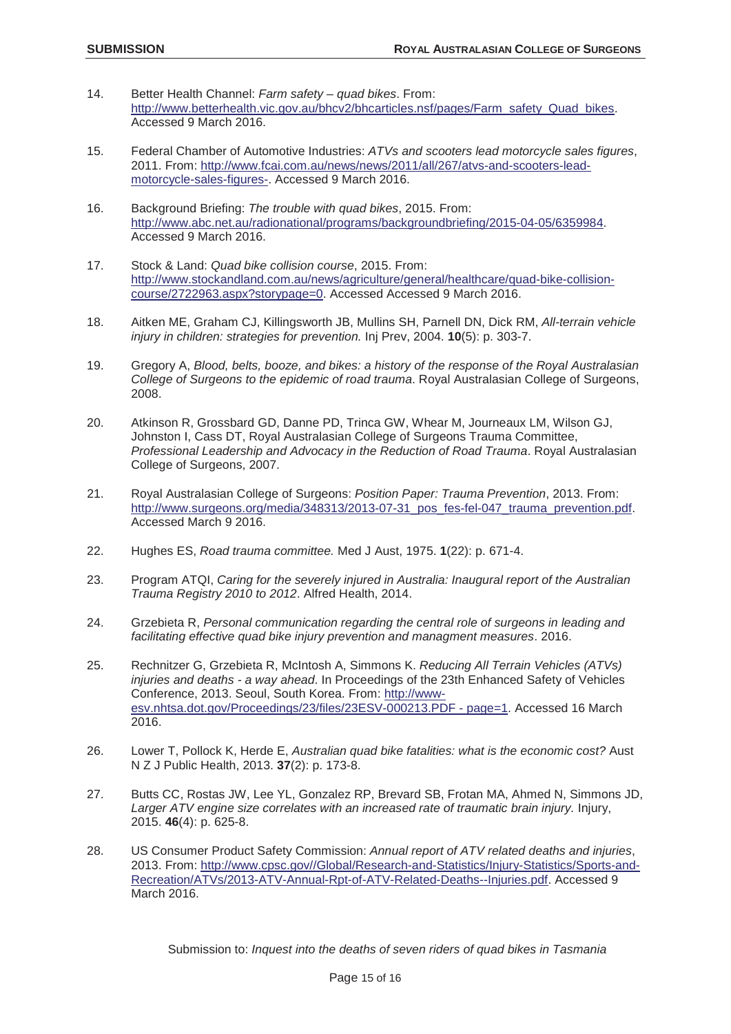14. Better Health Channel: *Farm safety – quad bikes*. From: http://www.betterhealth.vic.gov.au/bhcv2/bhcarticles.nsf/pages/Farm_safety_Quad_bikes. Accessed 9 March 2016.

15. Federal Chamber of Automotive Industries: *ATVs and scooters lead motorcycle sales figures*, 2011. From: http://www.fcai.com.au/news/news/2011/all/267/atvs-and-scooters-lead-motorcycle-sales-figures-. Accessed 9 March 2016.

16. Background Briefing: *The trouble with quad bikes*, 2015. From: http://www.abc.net.au/radionational/programs/backgroundbriefing/2015-04-05/6359984. Accessed 9 March 2016.

17. Stock & Land: *Quad bike collision course*, 2015. From: http://www.stockandland.com.au/news/agriculture/general/healthcare/quad-bike-collision-course/2722963.aspx?storypage=0. Accessed Accessed 9 March 2016.

18. Aitken ME, Graham CJ, Killingsworth JB, Mullins SH, Parnell DN, Dick RM, *All-terrain vehicle injury in children: strategies for prevention.* Inj Prev, 2004. **10**(5): p. 303-7.

19. Gregory A, *Blood, belts, booze, and bikes: a history of the response of the Royal Australasian College of Surgeons to the epidemic of road trauma*. Royal Australasian College of Surgeons, 2008.

20. Atkinson R, Grossbard GD, Danne PD, Trinca GW, Whear M, Journeaux LM, Wilson GJ, Johnston I, Cass DT, Royal Australasian College of Surgeons Trauma Committee, *Professional Leadership and Advocacy in the Reduction of Road Trauma*. Royal Australasian College of Surgeons, 2007.

21. Royal Australasian College of Surgeons: *Position Paper: Trauma Prevention*, 2013. From: http://www.surgeons.org/media/348313/2013-07-31_pos_fes-fel-047_trauma_prevention.pdf. Accessed March 9 2016.

22. Hughes ES, *Road trauma committee.* Med J Aust, 1975. **1**(22): p. 671-4.

23. Program ATQI, *Caring for the severely injured in Australia: Inaugural report of the Australian Trauma Registry 2010 to 2012*. Alfred Health, 2014.

24. Grzebieta R, *Personal communication regarding the central role of surgeons in leading and facilitating effective quad bike injury prevention and managment measures*. 2016.

25. Rechnitzer G, Grzebieta R, McIntosh A, Simmons K. *Reducing All Terrain Vehicles (ATVs) injuries and deaths - a way ahead*. In Proceedings of the 23th Enhanced Safety of Vehicles Conference, 2013. Seoul, South Korea. From: http://www-esv.nhtsa.dot.gov/Proceedings/23/files/23ESV-000213.PDF - page=1. Accessed 16 March 2016.

26. Lower T, Pollock K, Herde E, *Australian quad bike fatalities: what is the economic cost?* Aust N Z J Public Health, 2013. **37**(2): p. 173-8.

27. Butts CC, Rostas JW, Lee YL, Gonzalez RP, Brevard SB, Frotan MA, Ahmed N, Simmons JD, *Larger ATV engine size correlates with an increased rate of traumatic brain injury.* Injury, 2015. **46**(4): p. 625-8.

28. US Consumer Product Safety Commission: *Annual report of ATV related deaths and injuries*, 2013. From: http://www.cpsc.gov//Global/Research-and-Statistics/Injury-Statistics/Sports-and-Recreation/ATVs/2013-ATV-Annual-Rpt-of-ATV-Related-Deaths--Injuries.pdf. Accessed 9 March 2016.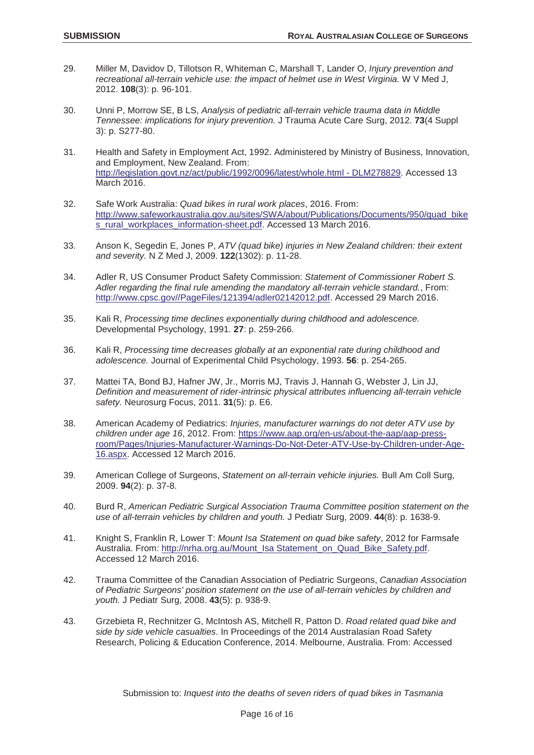29. Miller M, Davidov D, Tillotson R, Whiteman C, Marshall T, Lander O, *Injury prevention and recreational all-terrain vehicle use: the impact of helmet use in West Virginia.* W V Med J, 2012. **108**(3): p. 96-101.

30. Unni P, Morrow SE, B LS, *Analysis of pediatric all-terrain vehicle trauma data in Middle Tennessee: implications for injury prevention.* J Trauma Acute Care Surg, 2012. **73**(4 Suppl 3): p. S277-80.

31. Health and Safety in Employment Act, 1992. Administered by Ministry of Business, Innovation, and Employment, New Zealand. From: http://legislation.govt.nz/act/public/1992/0096/latest/whole.html - DLM278829. Accessed 13 March 2016.

32. Safe Work Australia: *Quad bikes in rural work places*, 2016. From: http://www.safeworkaustralia.gov.au/sites/SWA/about/Publications/Documents/950/quad_bikes_rural_workplaces_information-sheet.pdf. Accessed 13 March 2016.

33. Anson K, Segedin E, Jones P, *ATV (quad bike) injuries in New Zealand children: their extent and severity.* N Z Med J, 2009. **122**(1302): p. 11-28.

34. Adler R, US Consumer Product Safety Commission: *Statement of Commissioner Robert S. Adler regarding the final rule amending the mandatory all-terrain vehicle standard.*, From: http://www.cpsc.gov//PageFiles/121394/adler02142012.pdf. Accessed 29 March 2016.

35. Kali R, *Processing time declines exponentially during childhood and adolescence.* Developmental Psychology, 1991. **27**: p. 259-266.

36. Kali R, *Processing time decreases globally at an exponential rate during childhood and adolescence.* Journal of Experimental Child Psychology, 1993. **56**: p. 254-265.

37. Mattei TA, Bond BJ, Hafner JW, Jr., Morris MJ, Travis J, Hannah G, Webster J, Lin JJ, *Definition and measurement of rider-intrinsic physical attributes influencing all-terrain vehicle safety.* Neurosurg Focus, 2011. **31**(5): p. E6.

38. American Academy of Pediatrics: *Injuries, manufacturer warnings do not deter ATV use by children under age 16*, 2012. From: https://www.aap.org/en-us/about-the-aap/aap-press-room/Pages/Injuries-Manufacturer-Warnings-Do-Not-Deter-ATV-Use-by-Children-under-Age-16.aspx. Accessed 12 March 2016.

39. American College of Surgeons, *Statement on all-terrain vehicle injuries.* Bull Am Coll Surg, 2009. **94**(2): p. 37-8.

40. Burd R, *American Pediatric Surgical Association Trauma Committee position statement on the use of all-terrain vehicles by children and youth.* J Pediatr Surg, 2009. **44**(8): p. 1638-9.

41. Knight S, Franklin R, Lower T: *Mount Isa Statement on quad bike safety*, 2012 for Farmsafe Australia. From: http://nrha.org.au/Mount_Isa Statement_on_Quad_Bike_Safety.pdf. Accessed 12 March 2016.

42. Trauma Committee of the Canadian Association of Pediatric Surgeons, *Canadian Association of Pediatric Surgeons' position statement on the use of all-terrain vehicles by children and youth.* J Pediatr Surg, 2008. **43**(5): p. 938-9.

43. Grzebieta R, Rechnitzer G, McIntosh AS, Mitchell R, Patton D. *Road related quad bike and side by side vehicle casualties*. In Proceedings of the 2014 Australasian Road Safety Research, Policing & Education Conference, 2014. Melbourne, Australia. From: Accessed

Submission to: *Inquest into the deaths of seven riders of quad bikes in Tasmania*